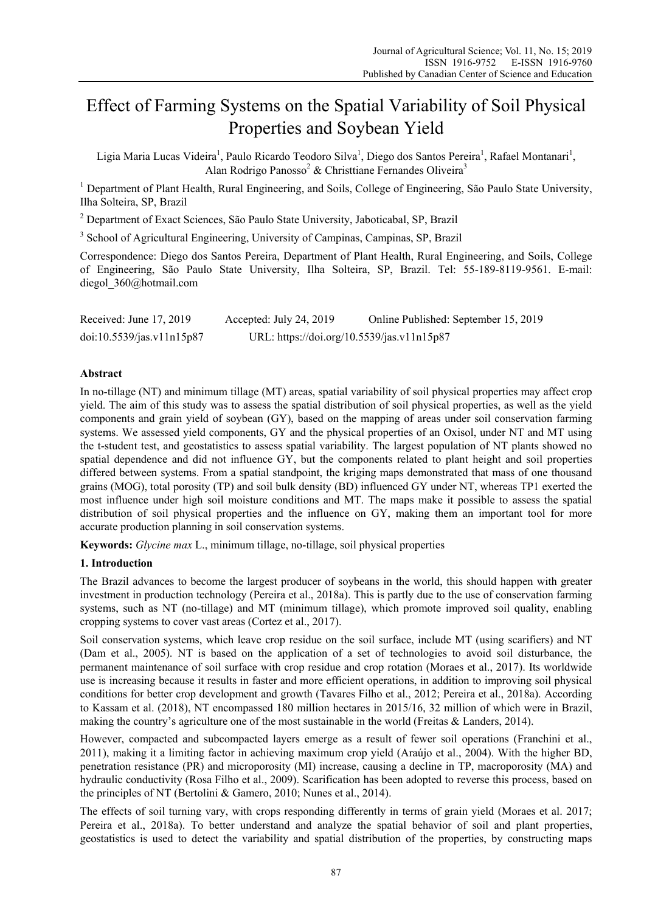# Effect of Farming Systems on the Spatial Variability of Soil Physical Properties and Soybean Yield

Ligia Maria Lucas Videira[1], Paulo Ricardo Teodoro Silva[1], Diego dos Santos Pereira[1], Rafael Montanari[1], Alan Rodrigo Panosso[2] & Christtiane Fernandes Oliveira[3]

[1] Department of Plant Health, Rural Engineering, and Soils, College of Engineering, São Paulo State University, Ilha Solteira, SP, Brazil

[2] Department of Exact Sciences, São Paulo State University, Jaboticabal, SP, Brazil

[3] School of Agricultural Engineering, University of Campinas, Campinas, SP, Brazil

Correspondence: Diego dos Santos Pereira, Department of Plant Health, Rural Engineering, and Soils, College of Engineering, São Paulo State University, Ilha Solteira, SP, Brazil. Tel: 55-189-8119-9561. E-mail: diegol_360@hotmail.com

Received: June 17, 2019 Accepted: July 24, 2019 Online Published: September 15, 2019

doi:10.5539/jas.v11n15p87 URL: https://doi.org/10.5539/jas.v11n15p87

## Abstract

In no-tillage (NT) and minimum tillage (MT) areas, spatial variability of soil physical properties may affect crop yield. The aim of this study was to assess the spatial distribution of soil physical properties, as well as the yield components and grain yield of soybean (GY), based on the mapping of areas under soil conservation farming systems. We assessed yield components, GY and the physical properties of an Oxisol, under NT and MT using the t-student test, and geostatistics to assess spatial variability. The largest population of NT plants showed no spatial dependence and did not influence GY, but the components related to plant height and soil properties differed between systems. From a spatial standpoint, the kriging maps demonstrated that mass of one thousand grains (MOG), total porosity (TP) and soil bulk density (BD) influenced GY under NT, whereas TP1 exerted the most influence under high soil moisture conditions and MT. The maps make it possible to assess the spatial distribution of soil physical properties and the influence on GY, making them an important tool for more accurate production planning in soil conservation systems.

**Keywords:** *Glycine max* L., minimum tillage, no-tillage, soil physical properties

## 1. Introduction

The Brazil advances to become the largest producer of soybeans in the world, this should happen with greater investment in production technology (Pereira et al., 2018a). This is partly due to the use of conservation farming systems, such as NT (no-tillage) and MT (minimum tillage), which promote improved soil quality, enabling cropping systems to cover vast areas (Cortez et al., 2017).

Soil conservation systems, which leave crop residue on the soil surface, include MT (using scarifiers) and NT (Dam et al., 2005). NT is based on the application of a set of technologies to avoid soil disturbance, the permanent maintenance of soil surface with crop residue and crop rotation (Moraes et al., 2017). Its worldwide use is increasing because it results in faster and more efficient operations, in addition to improving soil physical conditions for better crop development and growth (Tavares Filho et al., 2012; Pereira et al., 2018a). According to Kassam et al. (2018), NT encompassed 180 million hectares in 2015/16, 32 million of which were in Brazil, making the country's agriculture one of the most sustainable in the world (Freitas & Landers, 2014).

However, compacted and subcompacted layers emerge as a result of fewer soil operations (Franchini et al., 2011), making it a limiting factor in achieving maximum crop yield (Araújo et al., 2004). With the higher BD, penetration resistance (PR) and microporosity (MI) increase, causing a decline in TP, macroporosity (MA) and hydraulic conductivity (Rosa Filho et al., 2009). Scarification has been adopted to reverse this process, based on the principles of NT (Bertolini & Gamero, 2010; Nunes et al., 2014).

The effects of soil turning vary, with crops responding differently in terms of grain yield (Moraes et al. 2017; Pereira et al., 2018a). To better understand and analyze the spatial behavior of soil and plant properties, geostatistics is used to detect the variability and spatial distribution of the properties, by constructing maps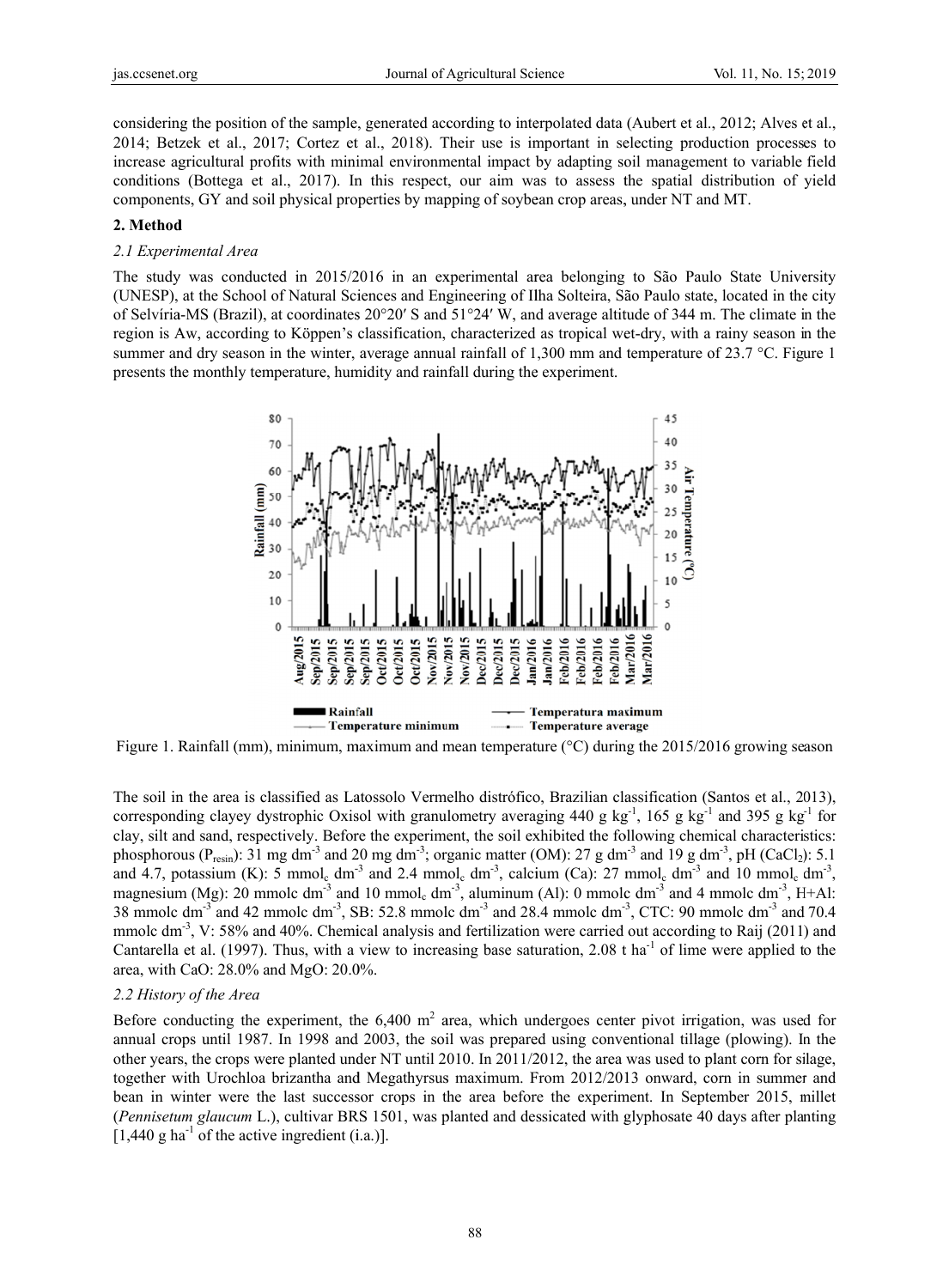considering the position of the sample, generated according to interpolated data (Aubert et al., 2012; Alves et al., 2014; Betzek et al., 2017; Cortez et al., 2018). Their use is important in selecting production processes to increase agricultural profits with minimal environmental impact by adapting soil management to variable field conditions (Bottega et al., 2017). In this respect, our aim was to assess the spatial distribution of yield components, GY and soil physical properties by mapping of soybean crop areas, under NT and MT.

## 2. Method

### 2.1 Experimental Area

The study was conducted in 2015/2016 in an experimental area belonging to São Paulo State University (UNESP), at the School of Natural Sciences and Engineering of Ilha Solteira, São Paulo state, located in the city of Selvíria-MS (Brazil), at coordinates 20°20′ S and 51°24′ W, and average altitude of 344 m. The climate in the region is Aw, according to Köppen's classification, characterized as tropical wet-dry, with a rainy season in the summer and dry season in the winter, average annual rainfall of 1,300 mm and temperature of 23.7 °C. Figure 1 presents the monthly temperature, humidity and rainfall during the experiment.

Figure 1. Rainfall (mm), minimum, maximum and mean temperature (°C) during the 2015/2016 growing season

The soil in the area is classified as Latossolo Vermelho distrófico, Brazilian classification (Santos et al., 2013), corresponding clayey dystrophic Oxisol with granulometry averaging 440 g kg$^{-1}$, 165 g kg$^{-1}$ and 395 g kg$^{-1}$ for clay, silt and sand, respectively. Before the experiment, the soil exhibited the following chemical characteristics: phosphorous ($P_{resin}$): 31 mg dm$^{-3}$ and 20 mg dm$^{-3}$; organic matter (OM): 27 g dm$^{-3}$ and 19 g dm$^{-3}$, pH ($CaCl_2$): 5.1 and 4.7, potassium (K): 5 mmol$_c$ dm$^{-3}$ and 2.4 mmol$_c$ dm$^{-3}$, calcium (Ca): 27 mmol$_c$ dm$^{-3}$ and 10 mmol$_c$ dm$^{-3}$, magnesium (Mg): 20 mmolc dm$^{-3}$ and 10 mmol$_c$ dm$^{-3}$, aluminum (Al): 0 mmolc dm$^{-3}$ and 4 mmolc dm$^{-3}$, H+Al: 38 mmolc dm$^{-3}$ and 42 mmolc dm$^{-3}$, SB: 52.8 mmolc dm$^{-3}$ and 28.4 mmolc dm$^{-3}$, CTC: 90 mmolc dm$^{-3}$ and 70.4 mmolc dm$^{-3}$, V: 58% and 40%. Chemical analysis and fertilization were carried out according to Raij (2011) and Cantarella et al. (1997). Thus, with a view to increasing base saturation, 2.08 t ha$^{-1}$ of lime were applied to the area, with CaO: 28.0% and MgO: 20.0%.

### 2.2 History of the Area

Before conducting the experiment, the 6,400 m$^2$ area, which undergoes center pivot irrigation, was used for annual crops until 1987. In 1998 and 2003, the soil was prepared using conventional tillage (plowing). In the other years, the crops were planted under NT until 2010. In 2011/2012, the area was used to plant corn for silage, together with Urochloa brizantha and Megathyrsus maximum. From 2012/2013 onward, corn in summer and bean in winter were the last successor crops in the area before the experiment. In September 2015, millet (*Pennisetum glaucum* L.), cultivar BRS 1501, was planted and dessicated with glyphosate 40 days after planting [1,440 g ha$^{-1}$ of the active ingredient (i.a.)].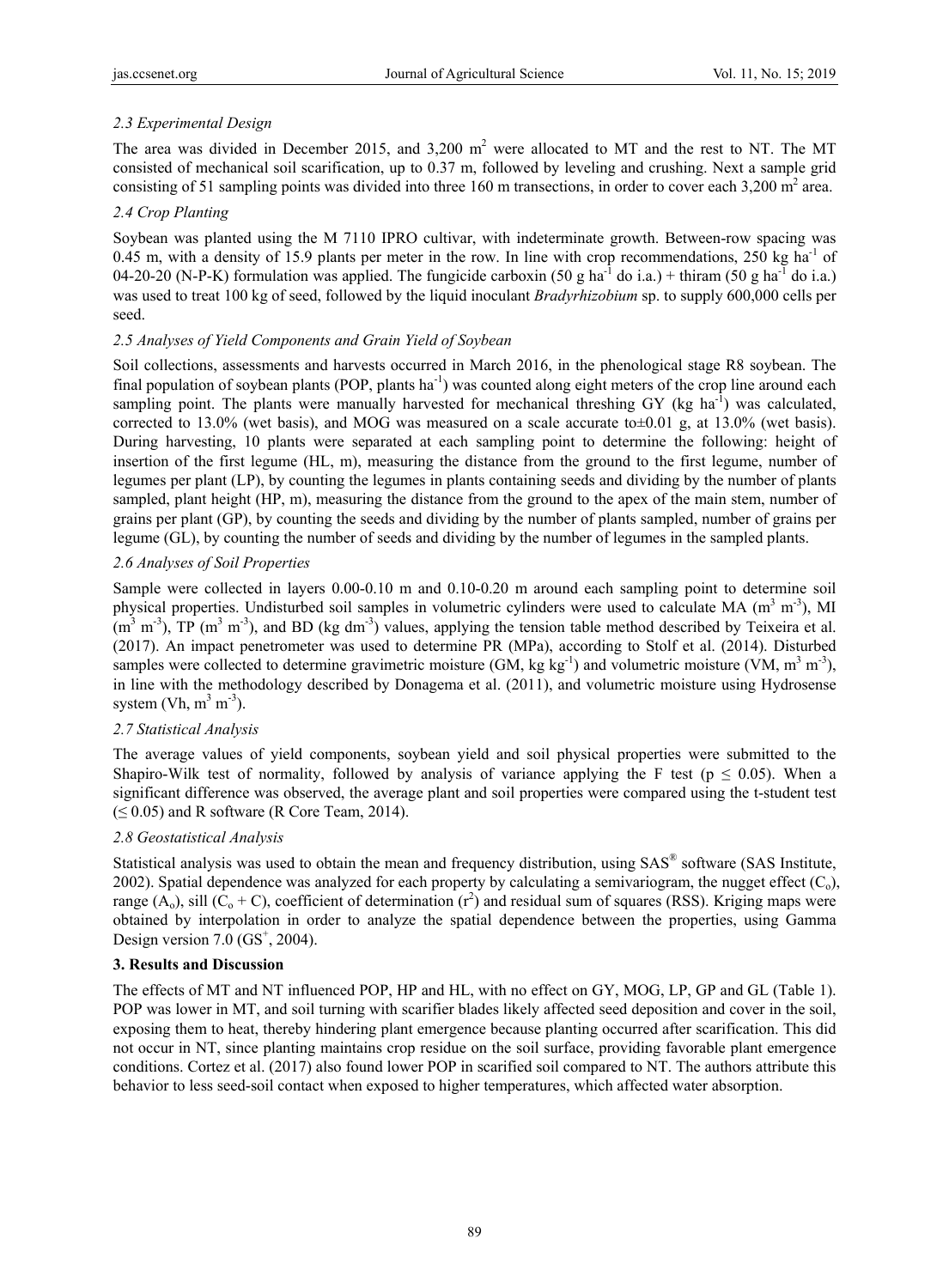### 2.3 Experimental Design

The area was divided in December 2015, and 3,200 $m^2$ were allocated to MT and the rest to NT. The MT consisted of mechanical soil scarification, up to 0.37 m, followed by leveling and crushing. Next a sample grid consisting of 51 sampling points was divided into three 160 m transections, in order to cover each 3,200 $m^2$ area.

### 2.4 Crop Planting

Soybean was planted using the M 7110 IPRO cultivar, with indeterminate growth. Between-row spacing was 0.45 m, with a density of 15.9 plants per meter in the row. In line with crop recommendations, 250 kg $ha^{-1}$ of 04-20-20 (N-P-K) formulation was applied. The fungicide carboxin (50 g $ha^{-1}$ do i.a.) + thiram (50 g $ha^{-1}$ do i.a.) was used to treat 100 kg of seed, followed by the liquid inoculant *Bradyrhizobium* sp. to supply 600,000 cells per seed.

### 2.5 Analyses of Yield Components and Grain Yield of Soybean

Soil collections, assessments and harvests occurred in March 2016, in the phenological stage R8 soybean. The final population of soybean plants (POP, plants $ha^{-1}$) was counted along eight meters of the crop line around each sampling point. The plants were manually harvested for mechanical threshing GY (kg $ha^{-1}$) was calculated, corrected to 13.0% (wet basis), and MOG was measured on a scale accurate to±0.01 g, at 13.0% (wet basis). During harvesting, 10 plants were separated at each sampling point to determine the following: height of insertion of the first legume (HL, m), measuring the distance from the ground to the first legume, number of legumes per plant (LP), by counting the legumes in plants containing seeds and dividing by the number of plants sampled, plant height (HP, m), measuring the distance from the ground to the apex of the main stem, number of grains per plant (GP), by counting the seeds and dividing by the number of plants sampled, number of grains per legume (GL), by counting the number of seeds and dividing by the number of legumes in the sampled plants.

### 2.6 Analyses of Soil Properties

Sample were collected in layers 0.00-0.10 m and 0.10-0.20 m around each sampling point to determine soil physical properties. Undisturbed soil samples in volumetric cylinders were used to calculate MA ($m^3$ $m^{-3}$), MI ($m^3$ $m^{-3}$), TP ($m^3$ $m^{-3}$), and BD (kg $dm^{-3}$) values, applying the tension table method described by Teixeira et al. (2017). An impact penetrometer was used to determine PR (MPa), according to Stolf et al. (2014). Disturbed samples were collected to determine gravimetric moisture (GM, kg $kg^{-1}$) and volumetric moisture (VM, $m^3$ $m^{-3}$), in line with the methodology described by Donagema et al. (2011), and volumetric moisture using Hydrosense system (Vh, $m^3$ $m^{-3}$).

### 2.7 Statistical Analysis

The average values of yield components, soybean yield and soil physical properties were submitted to the Shapiro-Wilk test of normality, followed by analysis of variance applying the F test ($p \leq 0.05$). When a significant difference was observed, the average plant and soil properties were compared using the t-student test ($\leq 0.05$) and R software (R Core Team, 2014).

### 2.8 Geostatistical Analysis

Statistical analysis was used to obtain the mean and frequency distribution, using SAS® software (SAS Institute, 2002). Spatial dependence was analyzed for each property by calculating a semivariogram, the nugget effect ($C_o$), range ($A_o$), sill ($C_o + C$), coefficient of determination ($r^2$) and residual sum of squares (RSS). Kriging maps were obtained by interpolation in order to analyze the spatial dependence between the properties, using Gamma Design version 7.0 ($GS^+$, 2004).

## 3. Results and Discussion

The effects of MT and NT influenced POP, HP and HL, with no effect on GY, MOG, LP, GP and GL (Table 1). POP was lower in MT, and soil turning with scarifier blades likely affected seed deposition and cover in the soil, exposing them to heat, thereby hindering plant emergence because planting occurred after scarification. This did not occur in NT, since planting maintains crop residue on the soil surface, providing favorable plant emergence conditions. Cortez et al. (2017) also found lower POP in scarified soil compared to NT. The authors attribute this behavior to less seed-soil contact when exposed to higher temperatures, which affected water absorption.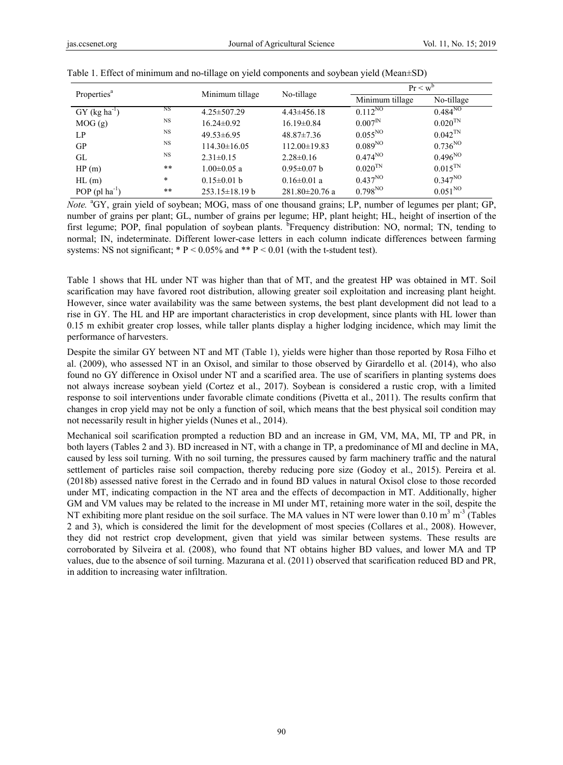Table 1. Effect of minimum and no-tillage on yield components and soybean yield (Mean±SD)

| Properties[a] | | Minimum tillage | No-tillage | $Pr < w^{b}$ | |
|---|---|---|---|---|---|
| | | | | Minimum tillage | No-tillage |
| GY ($kg\ ha^{-1}$) | NS | 4.25±507.29 | 4.43±456.18 | $0.112^{NO}$ | $0.484^{NO}$ |
| MOG (g) | NS | 16.24±0.92 | 16.19±0.84 | $0.007^{IN}$ | $0.020^{TN}$ |
| LP | NS | 49.53±6.95 | 48.87±7.36 | $0.055^{NO}$ | $0.042^{TN}$ |
| GP | NS | 114.30±16.05 | 112.00±19.83 | $0.089^{NO}$ | $0.736^{NO}$ |
| GL | NS | 2.31±0.15 | 2.28±0.16 | $0.474^{NO}$ | $0.496^{NO}$ |
| HP (m) | ** | 1.00±0.05 a | 0.95±0.07 b | $0.020^{TN}$ | $0.015^{TN}$ |
| HL (m) | * | 0.15±0.01 b | 0.16±0.01 a | $0.437^{NO}$ | $0.347^{NO}$ |
| POP ($pl\ ha^{-1}$) | ** | 253.15±18.19 b | 281.80±20.76 a | $0.798^{NO}$ | $0.051^{NO}$ |

*Note.* [a]GY, grain yield of soybean; MOG, mass of one thousand grains; LP, number of legumes per plant; GP, number of grains per legume; GL, number of grains per legume; HP, plant height; HL, height of insertion of the first legume; POP, final population of soybean plants. [b]Frequency distribution: NO, normal; TN, tending to normal; IN, indeterminate. Different lower-case letters in each column indicate differences between farming systems: NS not significant; * $P < 0.05\%$ and ** $P < 0.01$ (with the t-student test).

Table 1 shows that HL under NT was higher than that of MT, and the greatest HP was obtained in MT. Soil scarification may have favored root distribution, allowing greater soil exploitation and increasing plant height. However, since water availability was the same between systems, the best plant development did not lead to a rise in GY. The HL and HP are important characteristics in crop development, since plants with HL lower than 0.15 m exhibit greater crop losses, while taller plants display a higher lodging incidence, which may limit the performance of harvesters.

Despite the similar GY between NT and MT (Table 1), yields were higher than those reported by Rosa Filho et al. (2009), who assessed NT in an Oxisol, and similar to those observed by Girardello et al. (2014), who also found no GY difference in Oxisol under NT and a scarified area. The use of scarifiers in planting systems does not always increase soybean yield (Cortez et al., 2017). Soybean is considered a rustic crop, with a limited response to soil interventions under favorable climate conditions (Pivetta et al., 2011). The results confirm that changes in crop yield may not be only a function of soil, which means that the best physical soil condition may not necessarily result in higher yields (Nunes et al., 2014).

Mechanical soil scarification prompted a reduction BD and an increase in GM, VM, MA, MI, TP and PR, in both layers (Tables 2 and 3). BD increased in NT, with a change in TP, a predominance of MI and decline in MA, caused by less soil turning. With no soil turning, the pressures caused by farm machinery traffic and the natural settlement of particles raise soil compaction, thereby reducing pore size (Godoy et al., 2015). Pereira et al. (2018b) assessed native forest in the Cerrado and in found BD values in natural Oxisol close to those recorded under MT, indicating compaction in the NT area and the effects of decompaction in MT. Additionally, higher GM and VM values may be related to the increase in MI under MT, retaining more water in the soil, despite the NT exhibiting more plant residue on the soil surface. The MA values in NT were lower than 0.10 $m^3\ m^{-3}$ (Tables 2 and 3), which is considered the limit for the development of most species (Collares et al., 2008). However, they did not restrict crop development, given that yield was similar between systems. These results are corroborated by Silveira et al. (2008), who found that NT obtains higher BD values, and lower MA and TP values, due to the absence of soil turning. Mazurana et al. (2011) observed that scarification reduced BD and PR, in addition to increasing water infiltration.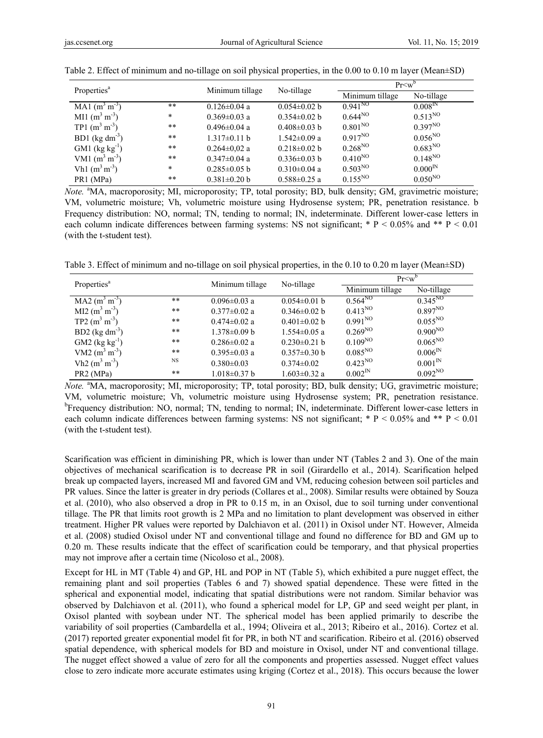Table 2. Effect of minimum and no-tillage on soil physical properties, in the 0.00 to 0.10 m layer (Mean±SD)

| Properties[a] | | Minimum tillage | No-tillage | $Pr<w$[b] | |
|---|---|---|---|---|---|
| | | | | Minimum tillage | No-tillage |
| MA1 ($m^3\ m^{-3}$) | ** | 0.126±0.04 a | 0.054±0.02 b | $0.941^{NO}$ | $0.008^{IN}$ |
| MI1 ($m^3\ m^{-3}$) | * | 0.369±0.03 a | 0.354±0.02 b | $0.644^{NO}$ | $0.513^{NO}$ |
| TP1 ($m^3\ m^{-3}$) | ** | 0.496±0.04 a | 0.408±0.03 b | $0.801^{NO}$ | $0.397^{NO}$ |
| BD1 ($kg\ dm^{-3}$) | ** | 1.317±0.11 b | 1.542±0.09 a | $0.917^{NO}$ | $0.056^{NO}$ |
| GM1 ($kg\ kg^{-1}$) | ** | 0.264±0,02 a | 0.218±0.02 b | $0.268^{NO}$ | $0.683^{NO}$ |
| VM1 ($m^3\ m^{-3}$) | ** | 0.347±0.04 a | 0.336±0.03 b | $0.410^{NO}$ | $0.148^{NO}$ |
| Vh1 ($m^3\ m^{-3}$) | * | 0.285±0.05 b | 0.310±0.04 a | $0.503^{NO}$ | $0.000^{IN}$ |
| PR1 (MPa) | ** | 0.381±0.20 b | 0.588±0.25 a | $0.155^{NO}$ | $0.050^{NO}$ |

*Note.* [a]MA, macroporosity; MI, microporosity; TP, total porosity; BD, bulk density; GM, gravimetric moisture; VM, volumetric moisture; Vh, volumetric moisture using Hydrosense system; PR, penetration resistance. b Frequency distribution: NO, normal; TN, tending to normal; IN, indeterminate. Different lower-case letters in each column indicate differences between farming systems: NS not significant; * $P < 0.05\%$ and ** $P < 0.01$ (with the t-student test).

Table 3. Effect of minimum and no-tillage on soil physical properties, in the 0.10 to 0.20 m layer (Mean±SD)

| Properties[a] | | Minimum tillage | No-tillage | $Pr<w$[b] | |
|---|---|---|---|---|---|
| | | | | Minimum tillage | No-tillage |
| MA2 ($m^3\ m^{-3}$) | ** | 0.096±0.03 a | 0.054±0.01 b | $0.564^{NO}$ | $0.345^{NO}$ |
| MI2 ($m^3\ m^{-3}$) | ** | 0.377±0.02 a | 0.346±0.02 b | $0.413^{NO}$ | $0.897^{NO}$ |
| TP2 ($m^3\ m^{-3}$) | ** | 0.474±0.02 a | 0.401±0.02 b | $0.991^{NO}$ | $0.055^{NO}$ |
| BD2 ($kg\ dm^{-3}$) | ** | 1.378±0.09 b | 1.554±0.05 a | $0.269^{NO}$ | $0.900^{NO}$ |
| GM2 ($kg\ kg^{-1}$) | ** | 0.286±0.02 a | 0.230±0.21 b | $0.109^{NO}$ | $0.065^{NO}$ |
| VM2 ($m^3\ m^{-3}$) | ** | 0.395±0.03 a | 0.357±0.30 b | $0.085^{NO}$ | $0.006^{IN}$ |
| Vh2 ($m^3\ m^{-3}$) | NS | 0.380±0.03 | 0.374±0.02 | $0.423^{NO}$ | $0.001^{IN}$ |
| PR2 (MPa) | ** | 1.018±0.37 b | 1.603±0.32 a | $0.002^{IN}$ | $0.092^{NO}$ |

*Note.* [a]MA, macroporosity; MI, microporosity; TP, total porosity; BD, bulk density; UG, gravimetric moisture; VM, volumetric moisture; Vh, volumetric moisture using Hydrosense system; PR, penetration resistance. [b]Frequency distribution: NO, normal; TN, tending to normal; IN, indeterminate. Different lower-case letters in each column indicate differences between farming systems: NS not significant; * $P < 0.05\%$ and ** $P < 0.01$ (with the t-student test).

Scarification was efficient in diminishing PR, which is lower than under NT (Tables 2 and 3). One of the main objectives of mechanical scarification is to decrease PR in soil (Girardello et al., 2014). Scarification helped break up compacted layers, increased MI and favored GM and VM, reducing cohesion between soil particles and PR values. Since the latter is greater in dry periods (Collares et al., 2008). Similar results were obtained by Souza et al. (2010), who also observed a drop in PR to 0.15 m, in an Oxisol, due to soil turning under conventional tillage. The PR that limits root growth is 2 MPa and no limitation to plant development was observed in either treatment. Higher PR values were reported by Dalchiavon et al. (2011) in Oxisol under NT. However, Almeida et al. (2008) studied Oxisol under NT and conventional tillage and found no difference for BD and GM up to 0.20 m. These results indicate that the effect of scarification could be temporary, and that physical properties may not improve after a certain time (Nicoloso et al., 2008).

Except for HL in MT (Table 4) and GP, HL and POP in NT (Table 5), which exhibited a pure nugget effect, the remaining plant and soil properties (Tables 6 and 7) showed spatial dependence. These were fitted in the spherical and exponential model, indicating that spatial distributions were not random. Similar behavior was observed by Dalchiavon et al. (2011), who found a spherical model for LP, GP and seed weight per plant, in Oxisol planted with soybean under NT. The spherical model has been applied primarily to describe the variability of soil properties (Cambardella et al., 1994; Oliveira et al., 2013; Ribeiro et al., 2016). Cortez et al. (2017) reported greater exponential model fit for PR, in both NT and scarification. Ribeiro et al. (2016) observed spatial dependence, with spherical models for BD and moisture in Oxisol, under NT and conventional tillage. The nugget effect showed a value of zero for all the components and properties assessed. Nugget effect values close to zero indicate more accurate estimates using kriging (Cortez et al., 2018). This occurs because the lower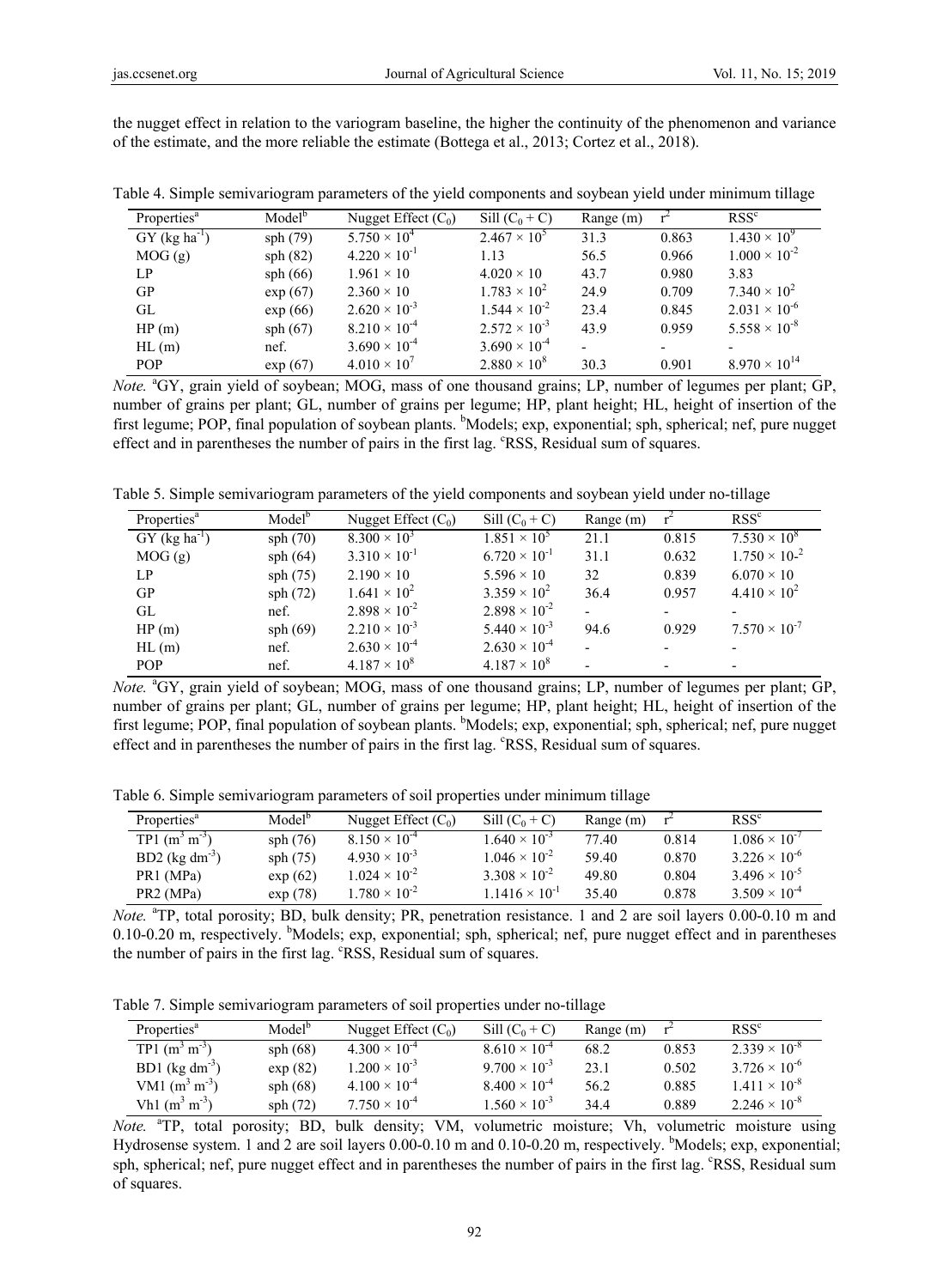the nugget effect in relation to the variogram baseline, the higher the continuity of the phenomenon and variance of the estimate, and the more reliable the estimate (Bottega et al., 2013; Cortez et al., 2018).

Table 4. Simple semivariogram parameters of the yield components and soybean yield under minimum tillage

| Properties[a] | Model[b] | Nugget Effect ($C_0$) | Sill ($C_0 + C$) | Range (m) | $r^2$ | RSS[c] |
|---|---|---|---|---|---|---|
| GY (kg $ha^{-1}$) | sph (79) | $5.750 \times 10^4$ | $2.467 \times 10^5$ | 31.3 | 0.863 | $1.430 \times 10^9$ |
| MOG (g) | sph (82) | $4.220 \times 10^{-1}$ | 1.13 | 56.5 | 0.966 | $1.000 \times 10^{-2}$ |
| LP | sph (66) | $1.961 \times 10$ | $4.020 \times 10$ | 43.7 | 0.980 | 3.83 |
| GP | exp (67) | $2.360 \times 10$ | $1.783 \times 10^2$ | 24.9 | 0.709 | $7.340 \times 10^2$ |
| GL | exp (66) | $2.620 \times 10^{-3}$ | $1.544 \times 10^{-2}$ | 23.4 | 0.845 | $2.031 \times 10^{-6}$ |
| HP (m) | sph (67) | $8.210 \times 10^{-4}$ | $2.572 \times 10^{-3}$ | 43.9 | 0.959 | $5.558 \times 10^{-8}$ |
| HL (m) | nef. | $3.690 \times 10^{-4}$ | $3.690 \times 10^{-4}$ | - | - | - |
| POP | exp (67) | $4.010 \times 10^7$ | $2.880 \times 10^8$ | 30.3 | 0.901 | $8.970 \times 10^{14}$ |

*Note.* [a]GY, grain yield of soybean; MOG, mass of one thousand grains; LP, number of legumes per plant; GP, number of grains per plant; GL, number of grains per legume; HP, plant height; HL, height of insertion of the first legume; POP, final population of soybean plants. [b]Models; exp, exponential; sph, spherical; nef, pure nugget effect and in parentheses the number of pairs in the first lag. [c]RSS, Residual sum of squares.

Table 5. Simple semivariogram parameters of the yield components and soybean yield under no-tillage

| Properties[a] | Model[b] | Nugget Effect ($C_0$) | Sill ($C_0 + C$) | Range (m) | $r^2$ | RSS[c] |
|---|---|---|---|---|---|---|
| GY (kg $ha^{-1}$) | sph (70) | $8.300 \times 10^3$ | $1.851 \times 10^5$ | 21.1 | 0.815 | $7.530 \times 10^8$ |
| MOG (g) | sph (64) | $3.310 \times 10^{-1}$ | $6.720 \times 10^{-1}$ | 31.1 | 0.632 | $1.750 \times 10\text{-}^2$ |
| LP | sph (75) | $2.190 \times 10$ | $5.596 \times 10$ | 32 | 0.839 | $6.070 \times 10$ |
| GP | sph (72) | $1.641 \times 10^2$ | $3.359 \times 10^2$ | 36.4 | 0.957 | $4.410 \times 10^2$ |
| GL | nef. | $2.898 \times 10^{-2}$ | $2.898 \times 10^{-2}$ | - | - | - |
| HP (m) | sph (69) | $2.210 \times 10^{-3}$ | $5.440 \times 10^{-3}$ | 94.6 | 0.929 | $7.570 \times 10^{-7}$ |
| HL (m) | nef. | $2.630 \times 10^{-4}$ | $2.630 \times 10^{-4}$ | - | - | - |
| POP | nef. | $4.187 \times 10^8$ | $4.187 \times 10^8$ | - | - | - |

*Note.* [a]GY, grain yield of soybean; MOG, mass of one thousand grains; LP, number of legumes per plant; GP, number of grains per plant; GL, number of grains per legume; HP, plant height; HL, height of insertion of the first legume; POP, final population of soybean plants. [b]Models; exp, exponential; sph, spherical; nef, pure nugget effect and in parentheses the number of pairs in the first lag. [c]RSS, Residual sum of squares.

Table 6. Simple semivariogram parameters of soil properties under minimum tillage

| Properties[a] | Model[b] | Nugget Effect ($C_0$) | Sill ($C_0 + C$) | Range (m) | $r^2$ | RSS[c] |
|---|---|---|---|---|---|---|
| TP1 ($m^3$ $m^{-3}$) | sph (76) | $8.150 \times 10^{-4}$ | $1.640 \times 10^{-3}$ | 77.40 | 0.814 | $1.086 \times 10^{-7}$ |
| BD2 (kg $dm^{-3}$) | sph (75) | $4.930 \times 10^{-3}$ | $1.046 \times 10^{-2}$ | 59.40 | 0.870 | $3.226 \times 10^{-6}$ |
| PR1 (MPa) | exp (62) | $1.024 \times 10^{-2}$ | $3.308 \times 10^{-2}$ | 49.80 | 0.804 | $3.496 \times 10^{-5}$ |
| PR2 (MPa) | exp (78) | $1.780 \times 10^{-2}$ | $1.1416 \times 10^{-1}$ | 35.40 | 0.878 | $3.509 \times 10^{-4}$ |

*Note.* [a]TP, total porosity; BD, bulk density; PR, penetration resistance. 1 and 2 are soil layers 0.00-0.10 m and 0.10-0.20 m, respectively. [b]Models; exp, exponential; sph, spherical; nef, pure nugget effect and in parentheses the number of pairs in the first lag. [c]RSS, Residual sum of squares.

Table 7. Simple semivariogram parameters of soil properties under no-tillage

| Properties[a] | Model[b] | Nugget Effect ($C_0$) | Sill ($C_0 + C$) | Range (m) | $r^2$ | RSS[c] |
|---|---|---|---|---|---|---|
| TP1 ($m^3$ $m^{-3}$) | sph (68) | $4.300 \times 10^{-4}$ | $8.610 \times 10^{-4}$ | 68.2 | 0.853 | $2.339 \times 10^{-8}$ |
| BD1 (kg $dm^{-3}$) | exp (82) | $1.200 \times 10^{-3}$ | $9.700 \times 10^{-3}$ | 23.1 | 0.502 | $3.726 \times 10^{-6}$ |
| VM1 ($m^3$ $m^{-3}$) | sph (68) | $4.100 \times 10^{-4}$ | $8.400 \times 10^{-4}$ | 56.2 | 0.885 | $1.411 \times 10^{-8}$ |
| Vh1 ($m^3$ $m^{-3}$) | sph (72) | $7.750 \times 10^{-4}$ | $1.560 \times 10^{-3}$ | 34.4 | 0.889 | $2.246 \times 10^{-8}$ |

*Note.* [a]TP, total porosity; BD, bulk density; VM, volumetric moisture; Vh, volumetric moisture using Hydrosense system. 1 and 2 are soil layers 0.00-0.10 m and 0.10-0.20 m, respectively. [b]Models; exp, exponential; sph, spherical; nef, pure nugget effect and in parentheses the number of pairs in the first lag. [c]RSS, Residual sum of squares.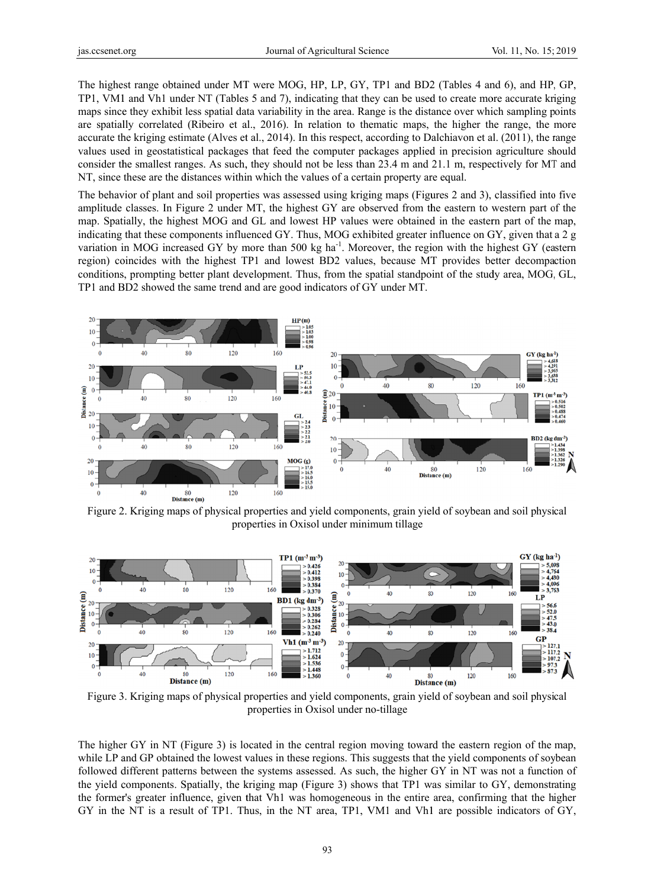The highest range obtained under MT were MOG, HP, LP, GY, TP1 and BD2 (Tables 4 and 6), and HP, GP, TP1, VM1 and Vh1 under NT (Tables 5 and 7), indicating that they can be used to create more accurate kriging maps since they exhibit less spatial data variability in the area. Range is the distance over which sampling points are spatially correlated (Ribeiro et al., 2016). In relation to thematic maps, the higher the range, the more accurate the kriging estimate (Alves et al., 2014). In this respect, according to Dalchiavon et al. (2011), the range values used in geostatistical packages that feed the computer packages applied in precision agriculture should consider the smallest ranges. As such, they should not be less than 23.4 m and 21.1 m, respectively for MT and NT, since these are the distances within which the values of a certain property are equal.

The behavior of plant and soil properties was assessed using kriging maps (Figures 2 and 3), classified into five amplitude classes. In Figure 2 under MT, the highest GY are observed from the eastern to western part of the map. Spatially, the highest MOG and GL and lowest HP values were obtained in the eastern part of the map, indicating that these components influenced GY. Thus, MOG exhibited greater influence on GY, given that a 2 g variation in MOG increased GY by more than 500 kg ha$^{-1}$. Moreover, the region with the highest GY (eastern region) coincides with the highest TP1 and lowest BD2 values, because MT provides better decompaction conditions, prompting better plant development. Thus, from the spatial standpoint of the study area, MOG, GL, TP1 and BD2 showed the same trend and are good indicators of GY under MT.

Figure 2. Kriging maps of physical properties and yield components, grain yield of soybean and soil physical properties in Oxisol under minimum tillage

Figure 3. Kriging maps of physical properties and yield components, grain yield of soybean and soil physical properties in Oxisol under no-tillage

The higher GY in NT (Figure 3) is located in the central region moving toward the eastern region of the map, while LP and GP obtained the lowest values in these regions. This suggests that the yield components of soybean followed different patterns between the systems assessed. As such, the higher GY in NT was not a function of the yield components. Spatially, the kriging map (Figure 3) shows that TP1 was similar to GY, demonstrating the former's greater influence, given that Vh1 was homogeneous in the entire area, confirming that the higher GY in the NT is a result of TP1. Thus, in the NT area, TP1, VM1 and Vh1 are possible indicators of GY,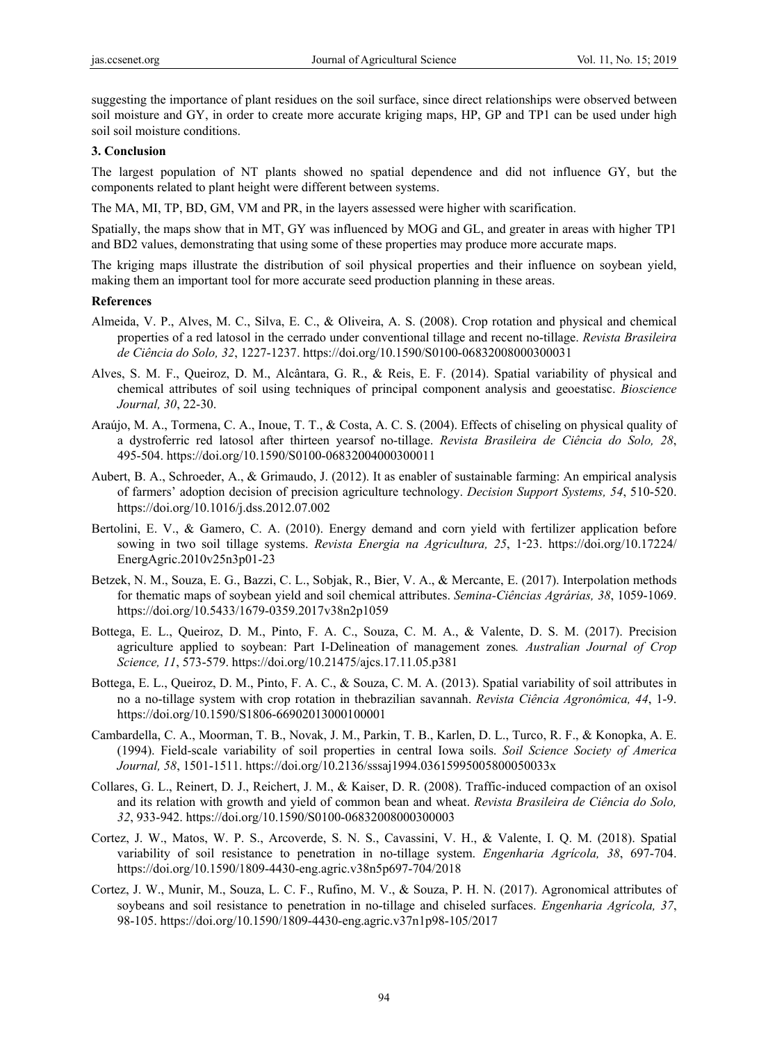suggesting the importance of plant residues on the soil surface, since direct relationships were observed between soil moisture and GY, in order to create more accurate kriging maps, HP, GP and TP1 can be used under high soil soil moisture conditions.

## 3. Conclusion

The largest population of NT plants showed no spatial dependence and did not influence GY, but the components related to plant height were different between systems.

The MA, MI, TP, BD, GM, VM and PR, in the layers assessed were higher with scarification.

Spatially, the maps show that in MT, GY was influenced by MOG and GL, and greater in areas with higher TP1 and BD2 values, demonstrating that using some of these properties may produce more accurate maps.

The kriging maps illustrate the distribution of soil physical properties and their influence on soybean yield, making them an important tool for more accurate seed production planning in these areas.

## References

Almeida, V. P., Alves, M. C., Silva, E. C., & Oliveira, A. S. (2008). Crop rotation and physical and chemical properties of a red latosol in the cerrado under conventional tillage and recent no-tillage. *Revista Brasileira de Ciência do Solo, 32*, 1227-1237. https://doi.org/10.1590/S0100-06832008000300031

Alves, S. M. F., Queiroz, D. M., Alcântara, G. R., & Reis, E. F. (2014). Spatial variability of physical and chemical attributes of soil using techniques of principal component analysis and geoestatisc. *Bioscience Journal, 30*, 22-30.

Araújo, M. A., Tormena, C. A., Inoue, T. T., & Costa, A. C. S. (2004). Effects of chiseling on physical quality of a dystroferric red latosol after thirteen yearsof no-tillage. *Revista Brasileira de Ciência do Solo, 28*, 495-504. https://doi.org/10.1590/S0100-06832004000300011

Aubert, B. A., Schroeder, A., & Grimaudo, J. (2012). It as enabler of sustainable farming: An empirical analysis of farmers' adoption decision of precision agriculture technology. *Decision Support Systems, 54*, 510-520. https://doi.org/10.1016/j.dss.2012.07.002

Bertolini, E. V., & Gamero, C. A. (2010). Energy demand and corn yield with fertilizer application before sowing in two soil tillage systems. *Revista Energia na Agricultura, 25*, 1-23. https://doi.org/10.17224/EnergAgric.2010v25n3p01-23

Betzek, N. M., Souza, E. G., Bazzi, C. L., Sobjak, R., Bier, V. A., & Mercante, E. (2017). Interpolation methods for thematic maps of soybean yield and soil chemical attributes. *Semina-Ciências Agrárias, 38*, 1059-1069. https://doi.org/10.5433/1679-0359.2017v38n2p1059

Bottega, E. L., Queiroz, D. M., Pinto, F. A. C., Souza, C. M. A., & Valente, D. S. M. (2017). Precision agriculture applied to soybean: Part I-Delineation of management zones*. Australian Journal of Crop Science, 11*, 573-579. https://doi.org/10.21475/ajcs.17.11.05.p381

Bottega, E. L., Queiroz, D. M., Pinto, F. A. C., & Souza, C. M. A. (2013). Spatial variability of soil attributes in no a no-tillage system with crop rotation in thebrazilian savannah. *Revista Ciência Agronômica, 44*, 1-9. https://doi.org/10.1590/S1806-66902013000100001

Cambardella, C. A., Moorman, T. B., Novak, J. M., Parkin, T. B., Karlen, D. L., Turco, R. F., & Konopka, A. E. (1994). Field-scale variability of soil properties in central Iowa soils. *Soil Science Society of America Journal, 58*, 1501-1511. https://doi.org/10.2136/sssaj1994.03615995005800050033x

Collares, G. L., Reinert, D. J., Reichert, J. M., & Kaiser, D. R. (2008). Traffic-induced compaction of an oxisol and its relation with growth and yield of common bean and wheat. *Revista Brasileira de Ciência do Solo, 32*, 933-942. https://doi.org/10.1590/S0100-06832008000300003

Cortez, J. W., Matos, W. P. S., Arcoverde, S. N. S., Cavassini, V. H., & Valente, I. Q. M. (2018). Spatial variability of soil resistance to penetration in no-tillage system. *Engenharia Agrícola, 38*, 697-704. https://doi.org/10.1590/1809-4430-eng.agric.v38n5p697-704/2018

Cortez, J. W., Munir, M., Souza, L. C. F., Rufino, M. V., & Souza, P. H. N. (2017). Agronomical attributes of soybeans and soil resistance to penetration in no-tillage and chiseled surfaces. *Engenharia Agrícola, 37*, 98-105. https://doi.org/10.1590/1809-4430-eng.agric.v37n1p98-105/2017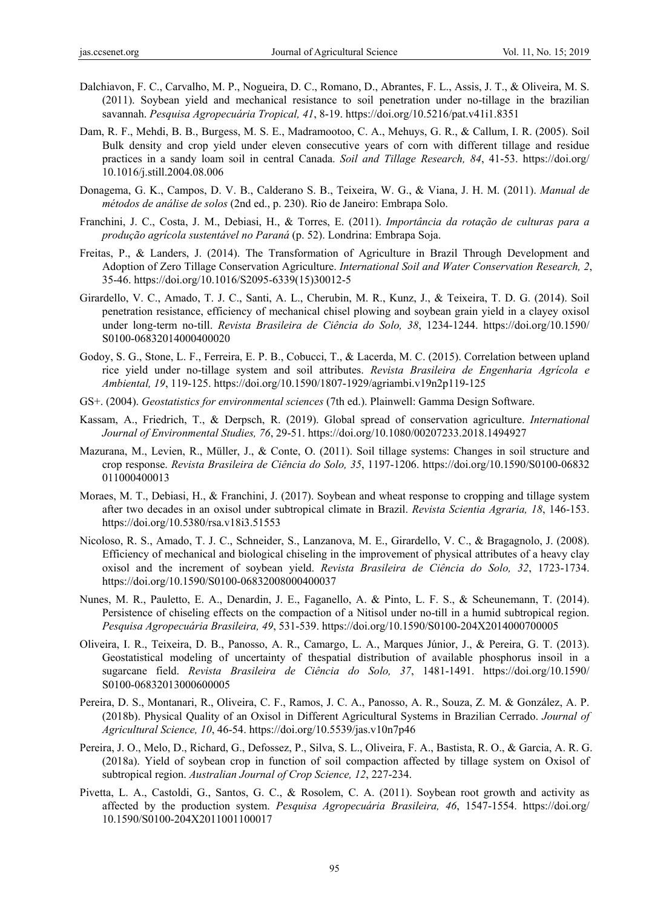Dalchiavon, F. C., Carvalho, M. P., Nogueira, D. C., Romano, D., Abrantes, F. L., Assis, J. T., & Oliveira, M. S. (2011). Soybean yield and mechanical resistance to soil penetration under no-tillage in the brazilian savannah. *Pesquisa Agropecuária Tropical, 41*, 8-19. https://doi.org/10.5216/pat.v41i1.8351

Dam, R. F., Mehdi, B. B., Burgess, M. S. E., Madramootoo, C. A., Mehuys, G. R., & Callum, I. R. (2005). Soil Bulk density and crop yield under eleven consecutive years of corn with different tillage and residue practices in a sandy loam soil in central Canada. *Soil and Tillage Research, 84*, 41-53. https://doi.org/10.1016/j.still.2004.08.006

Donagema, G. K., Campos, D. V. B., Calderano S. B., Teixeira, W. G., & Viana, J. H. M. (2011). *Manual de métodos de análise de solos* (2nd ed., p. 230). Rio de Janeiro: Embrapa Solo.

Franchini, J. C., Costa, J. M., Debiasi, H., & Torres, E. (2011). *Importância da rotação de culturas para a produção agrícola sustentável no Paraná* (p. 52). Londrina: Embrapa Soja.

Freitas, P., & Landers, J. (2014). The Transformation of Agriculture in Brazil Through Development and Adoption of Zero Tillage Conservation Agriculture. *International Soil and Water Conservation Research, 2*, 35-46. https://doi.org/10.1016/S2095-6339(15)30012-5

Girardello, V. C., Amado, T. J. C., Santi, A. L., Cherubin, M. R., Kunz, J., & Teixeira, T. D. G. (2014). Soil penetration resistance, efficiency of mechanical chisel plowing and soybean grain yield in a clayey oxisol under long-term no-till. *Revista Brasileira de Ciência do Solo, 38*, 1234-1244. https://doi.org/10.1590/S0100-06832014000400020

Godoy, S. G., Stone, L. F., Ferreira, E. P. B., Cobucci, T., & Lacerda, M. C. (2015). Correlation between upland rice yield under no-tillage system and soil attributes. *Revista Brasileira de Engenharia Agrícola e Ambiental, 19*, 119-125. https://doi.org/10.1590/1807-1929/agriambi.v19n2p119-125

GS+. (2004). *Geostatistics for environmental sciences* (7th ed.). Plainwell: Gamma Design Software.

Kassam, A., Friedrich, T., & Derpsch, R. (2019). Global spread of conservation agriculture. *International Journal of Environmental Studies, 76*, 29-51. https://doi.org/10.1080/00207233.2018.1494927

Mazurana, M., Levien, R., Müller, J., & Conte, O. (2011). Soil tillage systems: Changes in soil structure and crop response. *Revista Brasileira de Ciência do Solo, 35*, 1197-1206. https://doi.org/10.1590/S0100-06832011000400013

Moraes, M. T., Debiasi, H., & Franchini, J. (2017). Soybean and wheat response to cropping and tillage system after two decades in an oxisol under subtropical climate in Brazil. *Revista Scientia Agraria, 18*, 146-153. https://doi.org/10.5380/rsa.v18i3.51553

Nicoloso, R. S., Amado, T. J. C., Schneider, S., Lanzanova, M. E., Girardello, V. C., & Bragagnolo, J. (2008). Efficiency of mechanical and biological chiseling in the improvement of physical attributes of a heavy clay oxisol and the increment of soybean yield. *Revista Brasileira de Ciência do Solo, 32*, 1723-1734. https://doi.org/10.1590/S0100-06832008000400037

Nunes, M. R., Pauletto, E. A., Denardin, J. E., Faganello, A. & Pinto, L. F. S., & Scheunemann, T. (2014). Persistence of chiseling effects on the compaction of a Nitisol under no-till in a humid subtropical region. *Pesquisa Agropecuária Brasileira, 49*, 531-539. https://doi.org/10.1590/S0100-204X2014000700005

Oliveira, I. R., Teixeira, D. B., Panosso, A. R., Camargo, L. A., Marques Júnior, J., & Pereira, G. T. (2013). Geostatistical modeling of uncertainty of thespatial distribution of available phosphorus insoil in a sugarcane field. *Revista Brasileira de Ciência do Solo, 37*, 1481-1491. https://doi.org/10.1590/S0100-06832013000600005

Pereira, D. S., Montanari, R., Oliveira, C. F., Ramos, J. C. A., Panosso, A. R., Souza, Z. M. & González, A. P. (2018b). Physical Quality of an Oxisol in Different Agricultural Systems in Brazilian Cerrado. *Journal of Agricultural Science, 10*, 46-54. https://doi.org/10.5539/jas.v10n7p46

Pereira, J. O., Melo, D., Richard, G., Defossez, P., Silva, S. L., Oliveira, F. A., Bastista, R. O., & Garcia, A. R. G. (2018a). Yield of soybean crop in function of soil compaction affected by tillage system on Oxisol of subtropical region. *Australian Journal of Crop Science, 12*, 227-234.

Pivetta, L. A., Castoldi, G., Santos, G. C., & Rosolem, C. A. (2011). Soybean root growth and activity as affected by the production system. *Pesquisa Agropecuária Brasileira, 46*, 1547-1554. https://doi.org/10.1590/S0100-204X2011001100017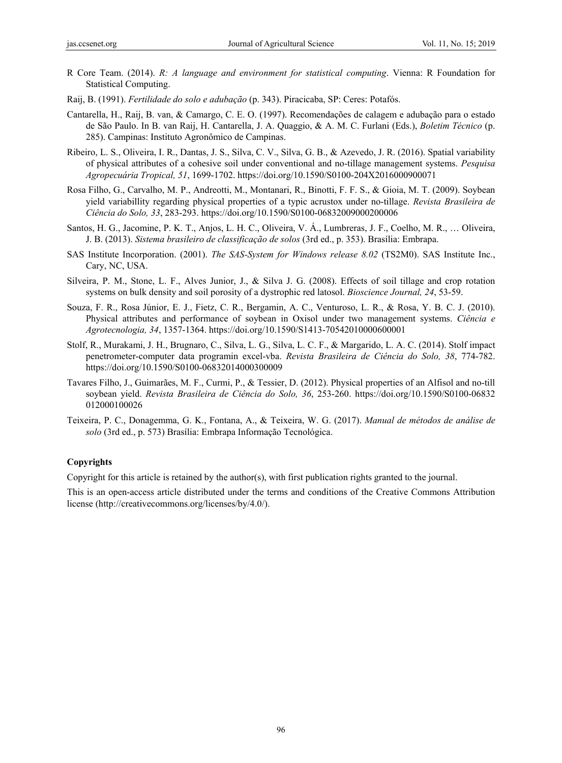R Core Team. (2014). *R: A language and environment for statistical computing*. Vienna: R Foundation for Statistical Computing.

Raij, B. (1991). *Fertilidade do solo e adubação* (p. 343). Piracicaba, SP: Ceres: Potafós.

Cantarella, H., Raij, B. van, & Camargo, C. E. O. (1997). Recomendações de calagem e adubação para o estado de São Paulo. In B. van Raij, H. Cantarella, J. A. Quaggio, & A. M. C. Furlani (Eds.), *Boletim Técnico* (p. 285). Campinas: Instituto Agronômico de Campinas.

Ribeiro, L. S., Oliveira, I. R., Dantas, J. S., Silva, C. V., Silva, G. B., & Azevedo, J. R. (2016). Spatial variability of physical attributes of a cohesive soil under conventional and no-tillage management systems. *Pesquisa Agropecuária Tropical, 51*, 1699-1702. https://doi.org/10.1590/S0100-204X2016000900071

Rosa Filho, G., Carvalho, M. P., Andreotti, M., Montanari, R., Binotti, F. F. S., & Gioia, M. T. (2009). Soybean yield variabillity regarding physical properties of a typic acrustox under no-tillage. *Revista Brasileira de Ciência do Solo, 33*, 283-293. https://doi.org/10.1590/S0100-06832009000200006

Santos, H. G., Jacomine, P. K. T., Anjos, L. H. C., Oliveira, V. Á., Lumbreras, J. F., Coelho, M. R., … Oliveira, J. B. (2013). *Sistema brasileiro de classificação de solos* (3rd ed., p. 353). Brasília: Embrapa.

SAS Institute Incorporation. (2001). *The SAS-System for Windows release 8.02* (TS2M0). SAS Institute Inc., Cary, NC, USA.

Silveira, P. M., Stone, L. F., Alves Junior, J., & Silva J. G. (2008). Effects of soil tillage and crop rotation systems on bulk density and soil porosity of a dystrophic red latosol. *Bioscience Journal, 24*, 53-59.

Souza, F. R., Rosa Júnior, E. J., Fietz, C. R., Bergamin, A. C., Venturoso, L. R., & Rosa, Y. B. C. J. (2010). Physical attributes and performance of soybean in Oxisol under two management systems. *Ciência e Agrotecnologia, 34*, 1357-1364. https://doi.org/10.1590/S1413-70542010000600001

Stolf, R., Murakami, J. H., Brugnaro, C., Silva, L. G., Silva, L. C. F., & Margarido, L. A. C. (2014). Stolf impact penetrometer-computer data programin excel-vba. *Revista Brasileira de Ciência do Solo, 38*, 774-782. https://doi.org/10.1590/S0100-06832014000300009

Tavares Filho, J., Guimarães, M. F., Curmi, P., & Tessier, D. (2012). Physical properties of an Alfisol and no-till soybean yield. *Revista Brasileira de Ciência do Solo, 36*, 253-260. https://doi.org/10.1590/S0100-06832012000100026

Teixeira, P. C., Donagemma, G. K., Fontana, A., & Teixeira, W. G. (2017). *Manual de métodos de análise de solo* (3rd ed., p. 573) Brasília: Embrapa Informação Tecnológica.

## Copyrights

Copyright for this article is retained by the author(s), with first publication rights granted to the journal.

This is an open-access article distributed under the terms and conditions of the Creative Commons Attribution license (http://creativecommons.org/licenses/by/4.0/).